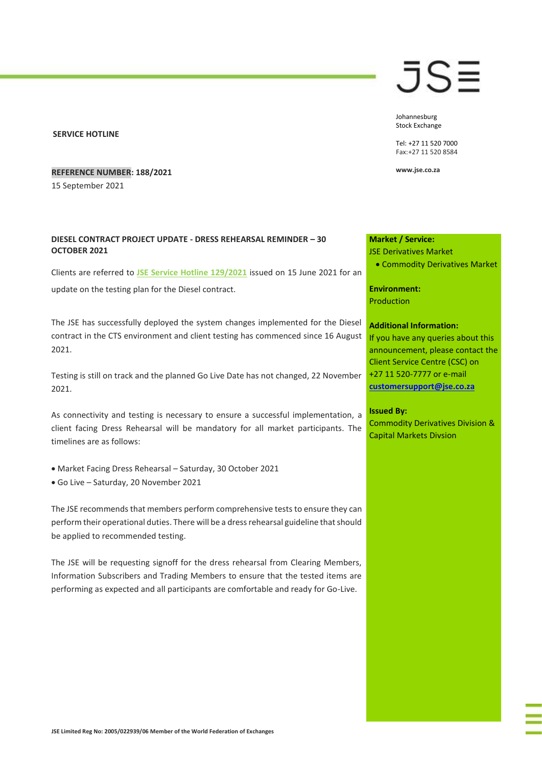JSE

Johannesburg
Stock Exchange

Tel: +27 11 520 7000
Fax:+27 11 520 8584

www.jse.co.za

**SERVICE HOTLINE**

**REFERENCE NUMBER: 188/2021**
15 September 2021

**DIESEL CONTRACT PROJECT UPDATE - DRESS REHEARSAL REMINDER – 30 OCTOBER 2021**

Clients are referred to JSE Service Hotline 129/2021 issued on 15 June 2021 for an update on the testing plan for the Diesel contract.

The JSE has successfully deployed the system changes implemented for the Diesel contract in the CTS environment and client testing has commenced since 16 August 2021.

Testing is still on track and the planned Go Live Date has not changed, 22 November 2021.

As connectivity and testing is necessary to ensure a successful implementation, a client facing Dress Rehearsal will be mandatory for all market participants. The timelines are as follows:

- Market Facing Dress Rehearsal – Saturday, 30 October 2021
- Go Live – Saturday, 20 November 2021

The JSE recommends that members perform comprehensive tests to ensure they can perform their operational duties. There will be a dress rehearsal guideline that should be applied to recommended testing.

The JSE will be requesting signoff for the dress rehearsal from Clearing Members, Information Subscribers and Trading Members to ensure that the tested items are performing as expected and all participants are comfortable and ready for Go-Live.

**Market / Service:**
JSE Derivatives Market
- Commodity Derivatives Market

**Environment:**
Production

**Additional Information:**
If you have any queries about this announcement, please contact the Client Service Centre (CSC) on +27 11 520-7777 or e-mail **customersupport@jse.co.za**

**Issued By:**
Commodity Derivatives Division & Capital Markets Divsion

JSE Limited Reg No: 2005/022939/06 Member of the World Federation of Exchanges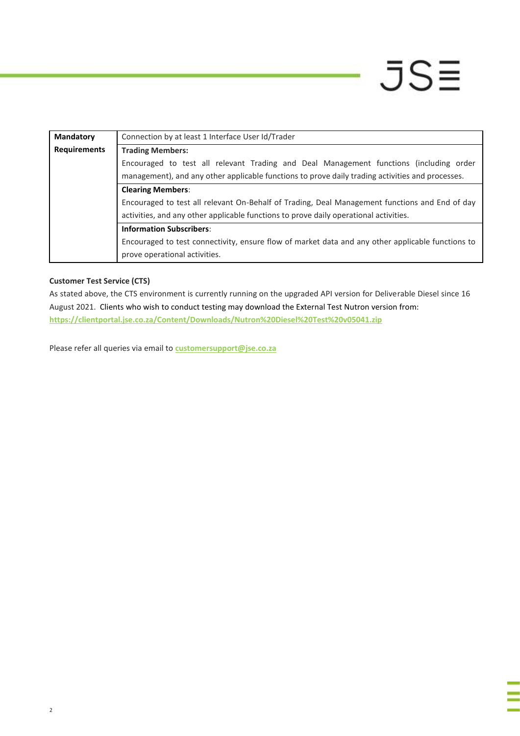| | | |
|---|---|---|
| **Mandatory Requirements** | Connection by at least 1 Interface User Id/Trader | |
| | **Trading Members:**<br>Encouraged to test all relevant Trading and Deal Management functions (including order management), and any other applicable functions to prove daily trading activities and processes. | |
| | **Clearing Members**:<br>Encouraged to test all relevant On-Behalf of Trading, Deal Management functions and End of day activities, and any other applicable functions to prove daily operational activities. | |
| | **Information Subscribers**:<br>Encouraged to test connectivity, ensure flow of market data and any other applicable functions to prove operational activities. | |

**Customer Test Service (CTS)**

As stated above, the CTS environment is currently running on the upgraded API version for Deliverable Diesel since 16 August 2021. Clients who wish to conduct testing may download the External Test Nutron version from: **https://clientportal.jse.co.za/Content/Downloads/Nutron%20Diesel%20Test%20v05041.zip**

Please refer all queries via email to **customersupport@jse.co.za**